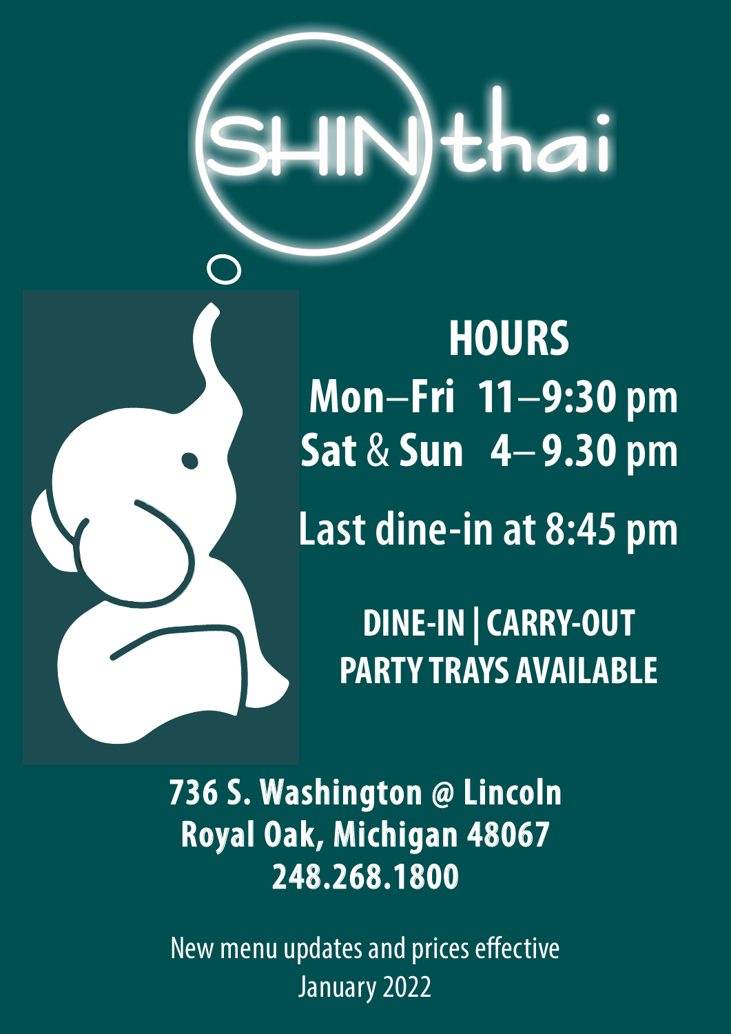# SHIN thai

## HOURS

**Mon–Fri 11–9:30 pm**
**Sat & Sun 4– 9.30 pm**

**Last dine-in at 8:45 pm**

**DINE-IN | CARRY-OUT**
**PARTY TRAYS AVAILABLE**

**736 S. Washington @ Lincoln**
**Royal Oak, Michigan 48067**
**248.268.1800**

New menu updates and prices effective
January 2022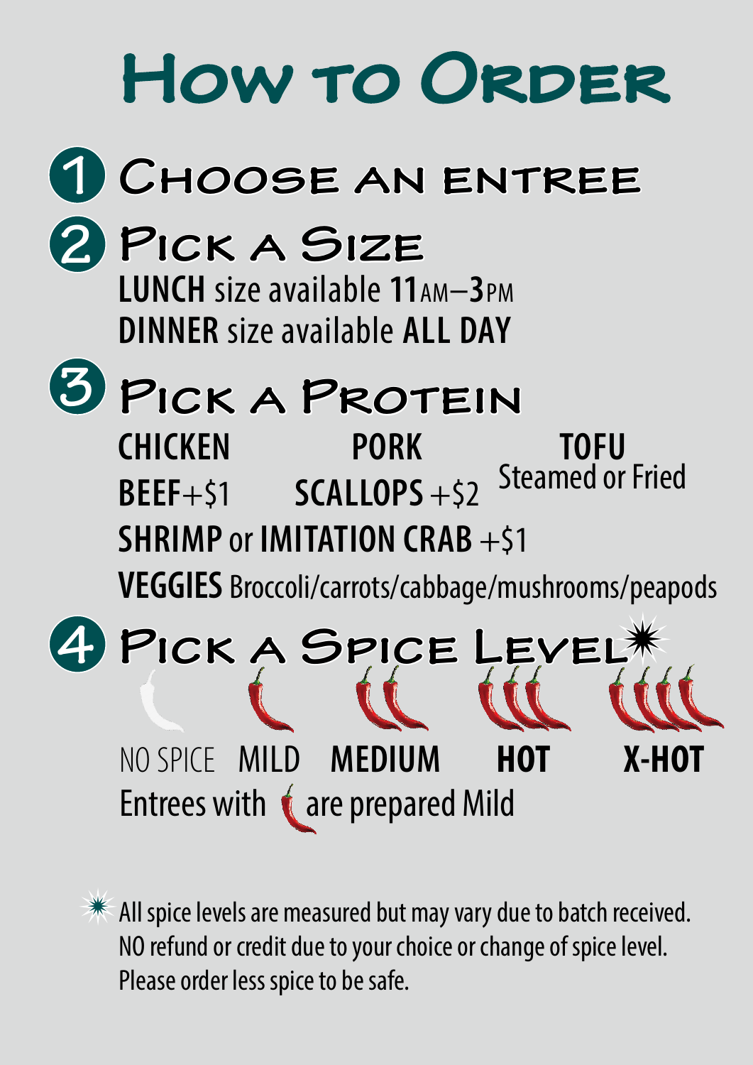# How to Order

## 1 Choose an entree

## 2 Pick a Size

**LUNCH** size available **11**AM–**3**PM

**DINNER** size available **ALL DAY**

## 3 Pick a Protein

**CHICKEN** **PORK** **TOFU** Steamed or Fried

**BEEF**+$1 **SCALLOPS** +$2

**SHRIMP** or **IMITATION CRAB** +$1

**VEGGIES** Broccoli/carrots/cabbage/mushrooms/peapods

## 4 Pick a Spice Level*

NO SPICE MILD **MEDIUM** **HOT** **X-HOT**

Entrees with 🌶 are prepared Mild

* All spice levels are measured but may vary due to batch received. NO refund or credit due to your choice or change of spice level. Please order less spice to be safe.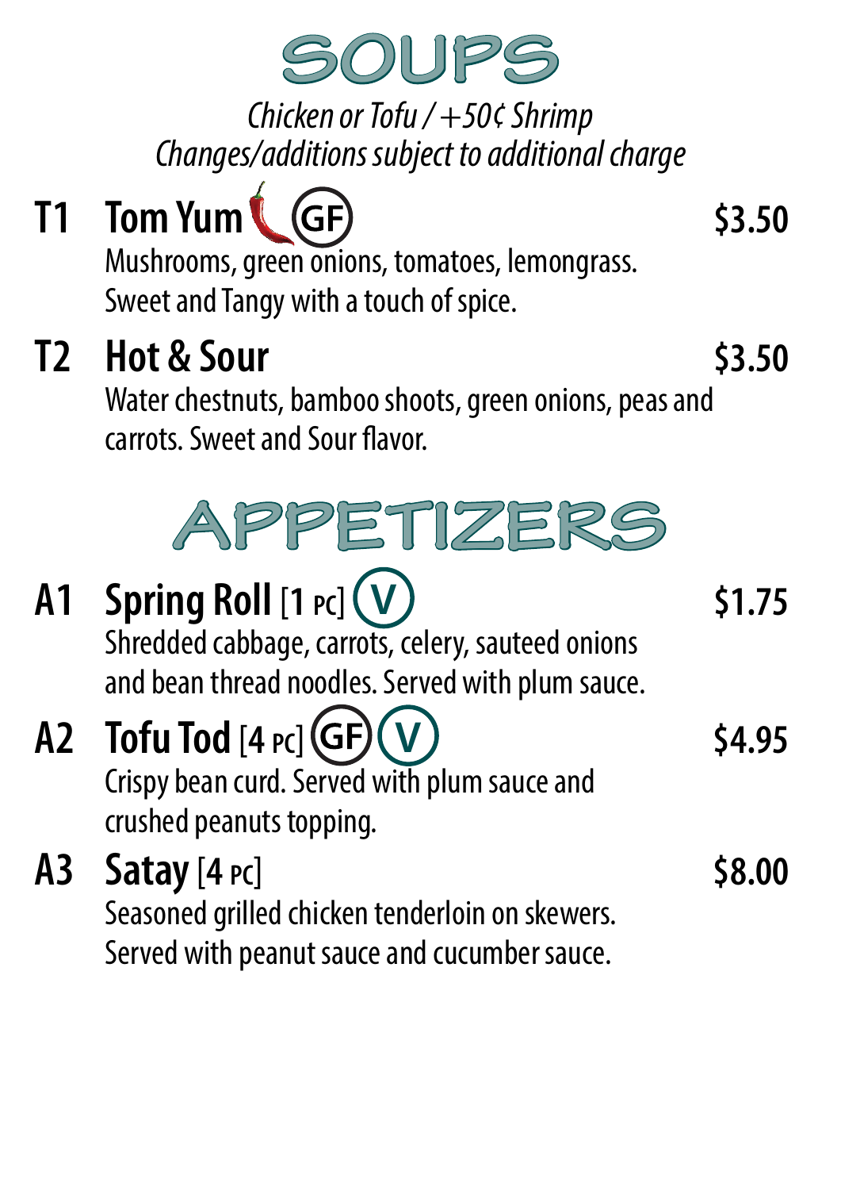# SOUPS

*Chicken or Tofu / +50¢ Shrimp*
*Changes/additions subject to additional charge*

## T1 Tom Yum (GF) — $3.50

Mushrooms, green onions, tomatoes, lemongrass.
Sweet and Tangy with a touch of spice.

## T2 Hot & Sour — $3.50

Water chestnuts, bamboo shoots, green onions, peas and carrots. Sweet and Sour flavor.

# APPETIZERS

## A1 Spring Roll [1 PC] (V) — $1.75

Shredded cabbage, carrots, celery, sauteed onions and bean thread noodles. Served with plum sauce.

## A2 Tofu Tod [4 PC] (GF) (V) — $4.95

Crispy bean curd. Served with plum sauce and crushed peanuts topping.

## A3 Satay [4 PC] — $8.00

Seasoned grilled chicken tenderloin on skewers.
Served with peanut sauce and cucumber sauce.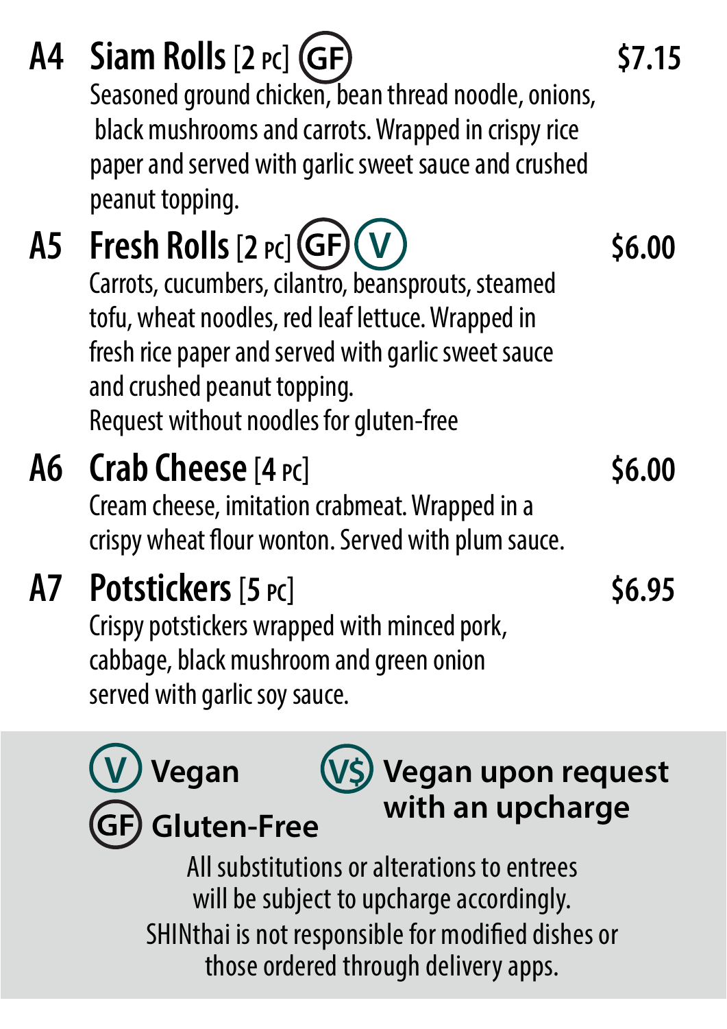### A4 Siam Rolls [2 PC] (GF) — $7.15

Seasoned ground chicken, bean thread noodle, onions, black mushrooms and carrots. Wrapped in crispy rice paper and served with garlic sweet sauce and crushed peanut topping.

### A5 Fresh Rolls [2 PC] (GF) (V) — $6.00

Carrots, cucumbers, cilantro, beansprouts, steamed tofu, wheat noodles, red leaf lettuce. Wrapped in fresh rice paper and served with garlic sweet sauce and crushed peanut topping.
Request without noodles for gluten-free

### A6 Crab Cheese [4 PC] — $6.00

Cream cheese, imitation crabmeat. Wrapped in a crispy wheat flour wonton. Served with plum sauce.

### A7 Potstickers [5 PC] — $6.95

Crispy potstickers wrapped with minced pork, cabbage, black mushroom and green onion served with garlic soy sauce.

---

**(V) Vegan**

**(GF) Gluten-Free**

**(V$) Vegan upon request with an upcharge**

All substitutions or alterations to entrees will be subject to upcharge accordingly.
SHINthai is not responsible for modified dishes or those ordered through delivery apps.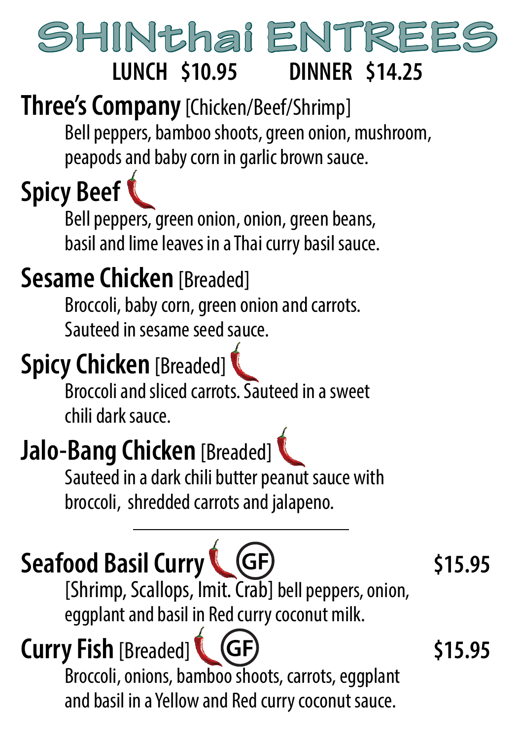# SHINthai ENTREES

**LUNCH $10.95 DINNER $14.25**

## Three's Company [Chicken/Beef/Shrimp]

Bell peppers, bamboo shoots, green onion, mushroom, peapods and baby corn in garlic brown sauce.

## Spicy Beef

Bell peppers, green onion, onion, green beans, basil and lime leaves in a Thai curry basil sauce.

## Sesame Chicken [Breaded]

Broccoli, baby corn, green onion and carrots. Sauteed in sesame seed sauce.

## Spicy Chicken [Breaded]

Broccoli and sliced carrots. Sauteed in a sweet chili dark sauce.

## Jalo-Bang Chicken [Breaded]

Sauteed in a dark chili butter peanut sauce with broccoli, shredded carrots and jalapeno.

---

## Seafood Basil Curry (GF) $15.95

[Shrimp, Scallops, Imit. Crab] bell peppers, onion, eggplant and basil in Red curry coconut milk.

## Curry Fish [Breaded] (GF) $15.95

Broccoli, onions, bamboo shoots, carrots, eggplant and basil in a Yellow and Red curry coconut sauce.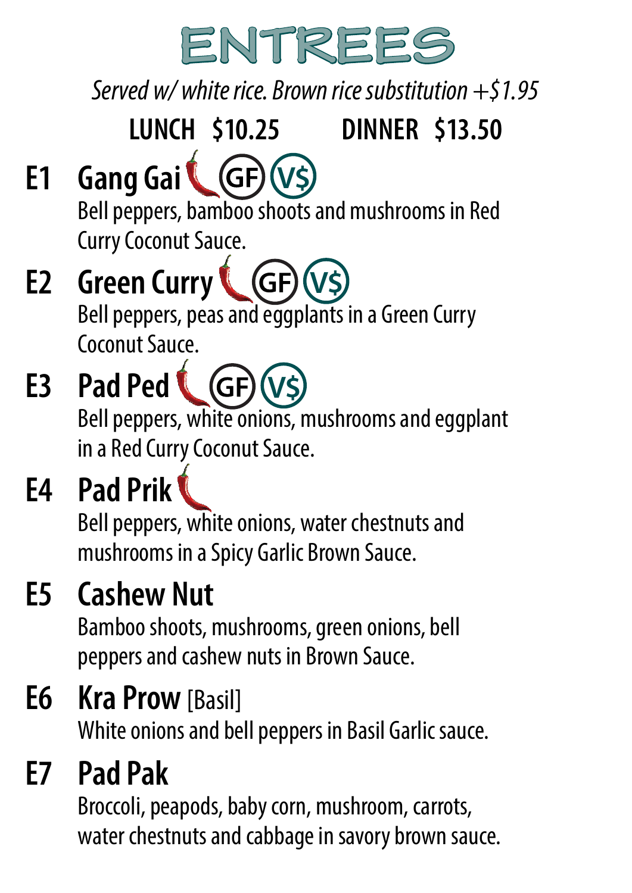# ENTREES

*Served w/ white rice. Brown rice substitution +$1.95*

**LUNCH $10.25 DINNER $13.50**

## E1 Gang Gai (GF) (V$)
Bell peppers, bamboo shoots and mushrooms in Red Curry Coconut Sauce.

## E2 Green Curry (GF) (V$)
Bell peppers, peas and eggplants in a Green Curry Coconut Sauce.

## E3 Pad Ped (GF) (V$)
Bell peppers, white onions, mushrooms and eggplant in a Red Curry Coconut Sauce.

## E4 Pad Prik
Bell peppers, white onions, water chestnuts and mushrooms in a Spicy Garlic Brown Sauce.

## E5 Cashew Nut
Bamboo shoots, mushrooms, green onions, bell peppers and cashew nuts in Brown Sauce.

## E6 Kra Prow [Basil]
White onions and bell peppers in Basil Garlic sauce.

## E7 Pad Pak
Broccoli, peapods, baby corn, mushroom, carrots, water chestnuts and cabbage in savory brown sauce.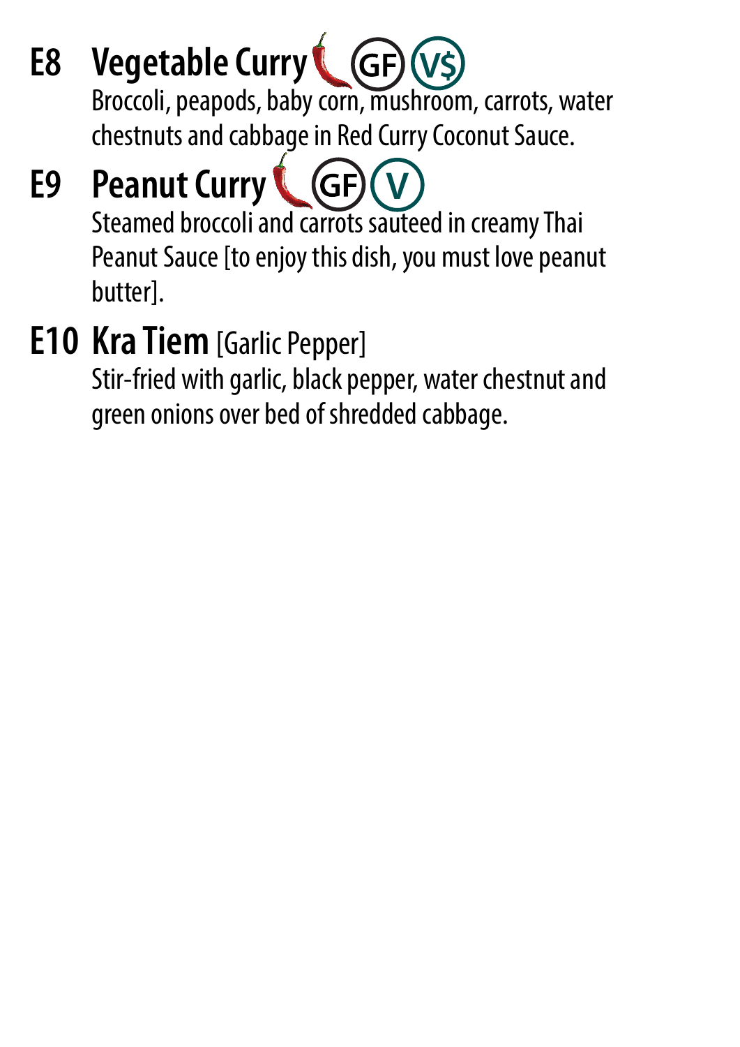## E8 Vegetable Curry 🌶️ (GF) (V$)

Broccoli, peapods, baby corn, mushroom, carrots, water chestnuts and cabbage in Red Curry Coconut Sauce.

## E9 Peanut Curry 🌶️ (GF) (V)

Steamed broccoli and carrots sauteed in creamy Thai Peanut Sauce [to enjoy this dish, you must love peanut butter].

## E10 Kra Tiem [Garlic Pepper]

Stir-fried with garlic, black pepper, water chestnut and green onions over bed of shredded cabbage.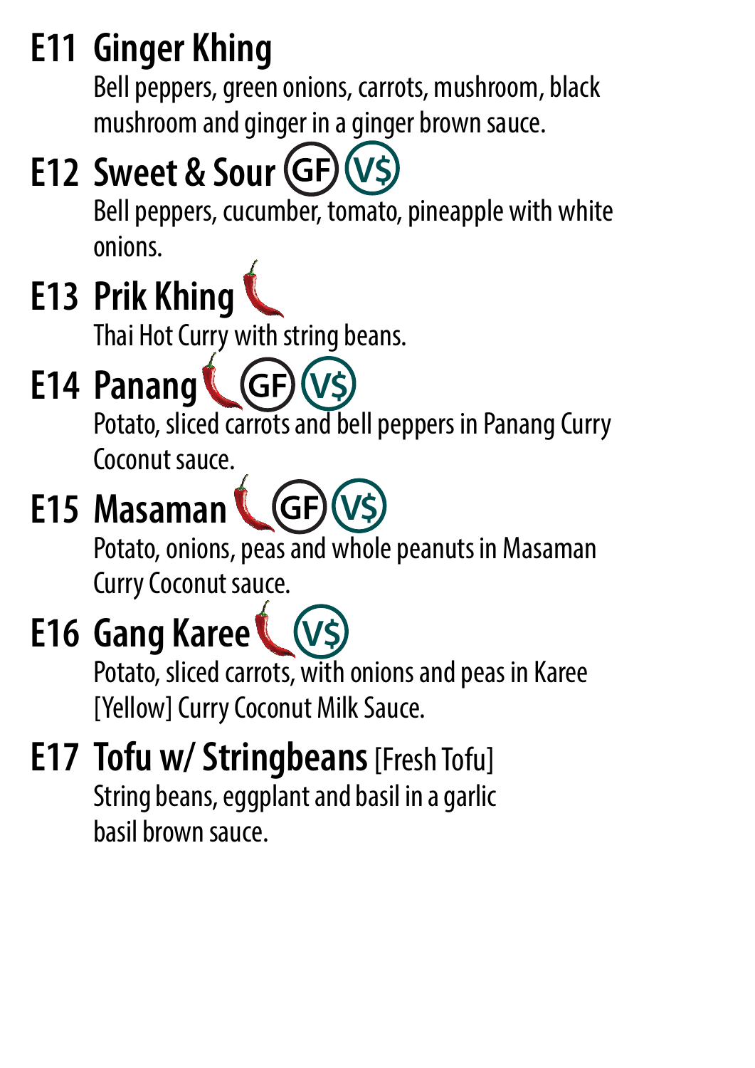## E11 Ginger Khing

Bell peppers, green onions, carrots, mushroom, black mushroom and ginger in a ginger brown sauce.

## E12 Sweet & Sour (GF) (V$)

Bell peppers, cucumber, tomato, pineapple with white onions.

## E13 Prik Khing

Thai Hot Curry with string beans.

## E14 Panang (GF) (V$)

Potato, sliced carrots and bell peppers in Panang Curry Coconut sauce.

## E15 Masaman (GF) (V$)

Potato, onions, peas and whole peanuts in Masaman Curry Coconut sauce.

## E16 Gang Karee (V$)

Potato, sliced carrots, with onions and peas in Karee [Yellow] Curry Coconut Milk Sauce.

## E17 Tofu w/ Stringbeans [Fresh Tofu]

String beans, eggplant and basil in a garlic basil brown sauce.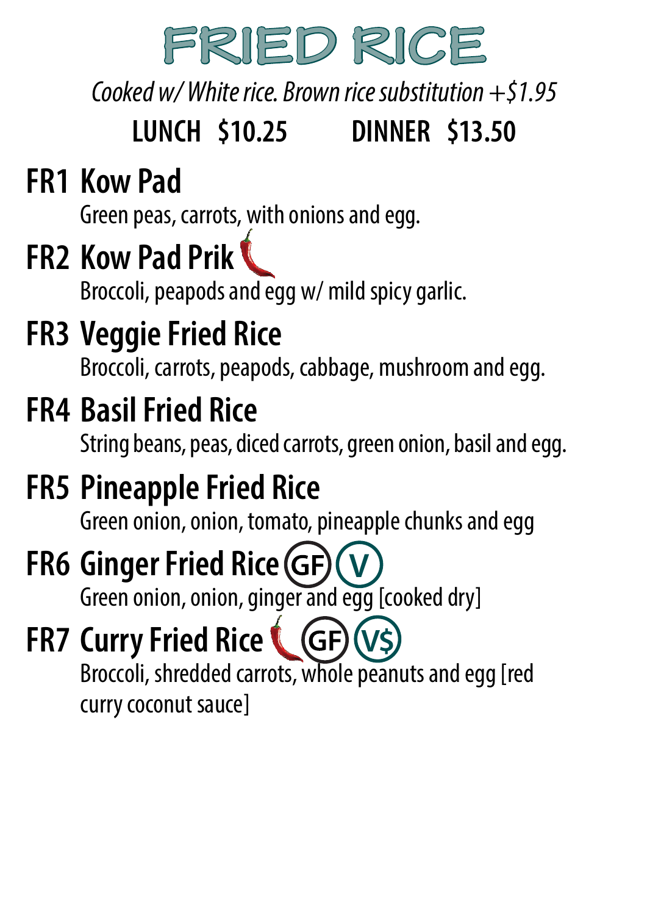# FRIED RICE

*Cooked w/ White rice. Brown rice substitution +$1.95*

**LUNCH $10.25 DINNER $13.50**

## FR1 Kow Pad

Green peas, carrots, with onions and egg.

## FR2 Kow Pad Prik

Broccoli, peapods and egg w/ mild spicy garlic.

## FR3 Veggie Fried Rice

Broccoli, carrots, peapods, cabbage, mushroom and egg.

## FR4 Basil Fried Rice

String beans, peas, diced carrots, green onion, basil and egg.

## FR5 Pineapple Fried Rice

Green onion, onion, tomato, pineapple chunks and egg

## FR6 Ginger Fried Rice (GF) (V)

Green onion, onion, ginger and egg [cooked dry]

## FR7 Curry Fried Rice (GF) (V$)

Broccoli, shredded carrots, whole peanuts and egg [red curry coconut sauce]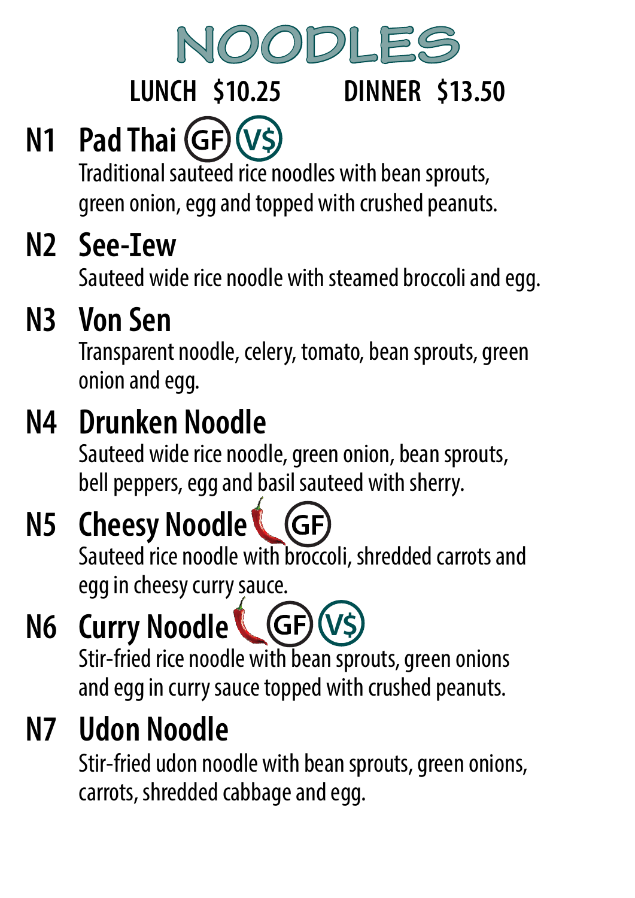# NOODLES

**LUNCH $10.25** **DINNER $13.50**

## N1 Pad Thai (GF) (V$)

Traditional sauteed rice noodles with bean sprouts, green onion, egg and topped with crushed peanuts.

## N2 See-Iew

Sauteed wide rice noodle with steamed broccoli and egg.

## N3 Von Sen

Transparent noodle, celery, tomato, bean sprouts, green onion and egg.

## N4 Drunken Noodle

Sauteed wide rice noodle, green onion, bean sprouts, bell peppers, egg and basil sauteed with sherry.

## N5 Cheesy Noodle (GF)

Sauteed rice noodle with broccoli, shredded carrots and egg in cheesy curry sauce.

## N6 Curry Noodle (GF) (V$)

Stir-fried rice noodle with bean sprouts, green onions and egg in curry sauce topped with crushed peanuts.

## N7 Udon Noodle

Stir-fried udon noodle with bean sprouts, green onions, carrots, shredded cabbage and egg.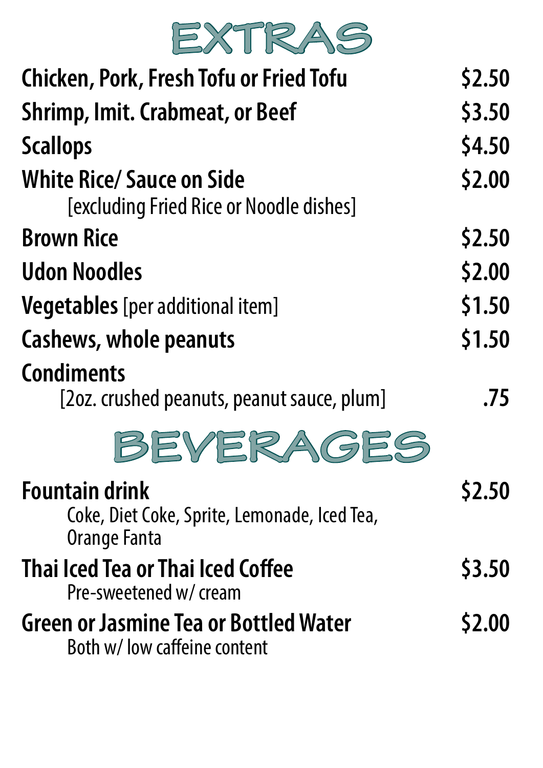# EXTRAS

| | |
|---|---|
| **Chicken, Pork, Fresh Tofu or Fried Tofu** | **$2.50** |
| **Shrimp, Imit. Crabmeat, or Beef** | **$3.50** |
| **Scallops** | **$4.50** |
| **White Rice/ Sauce on Side** [excluding Fried Rice or Noodle dishes] | **$2.00** |
| **Brown Rice** | **$2.50** |
| **Udon Noodles** | **$2.00** |
| **Vegetables** [per additional item] | **$1.50** |
| **Cashews, whole peanuts** | **$1.50** |
| **Condiments** [2oz. crushed peanuts, peanut sauce, plum] | **.75** |

# BEVERAGES

| | |
|---|---|
| **Fountain drink** Coke, Diet Coke, Sprite, Lemonade, Iced Tea, Orange Fanta | **$2.50** |
| **Thai Iced Tea or Thai Iced Coffee** Pre-sweetened w/ cream | **$3.50** |
| **Green or Jasmine Tea or Bottled Water** Both w/ low caffeine content | **$2.00** |